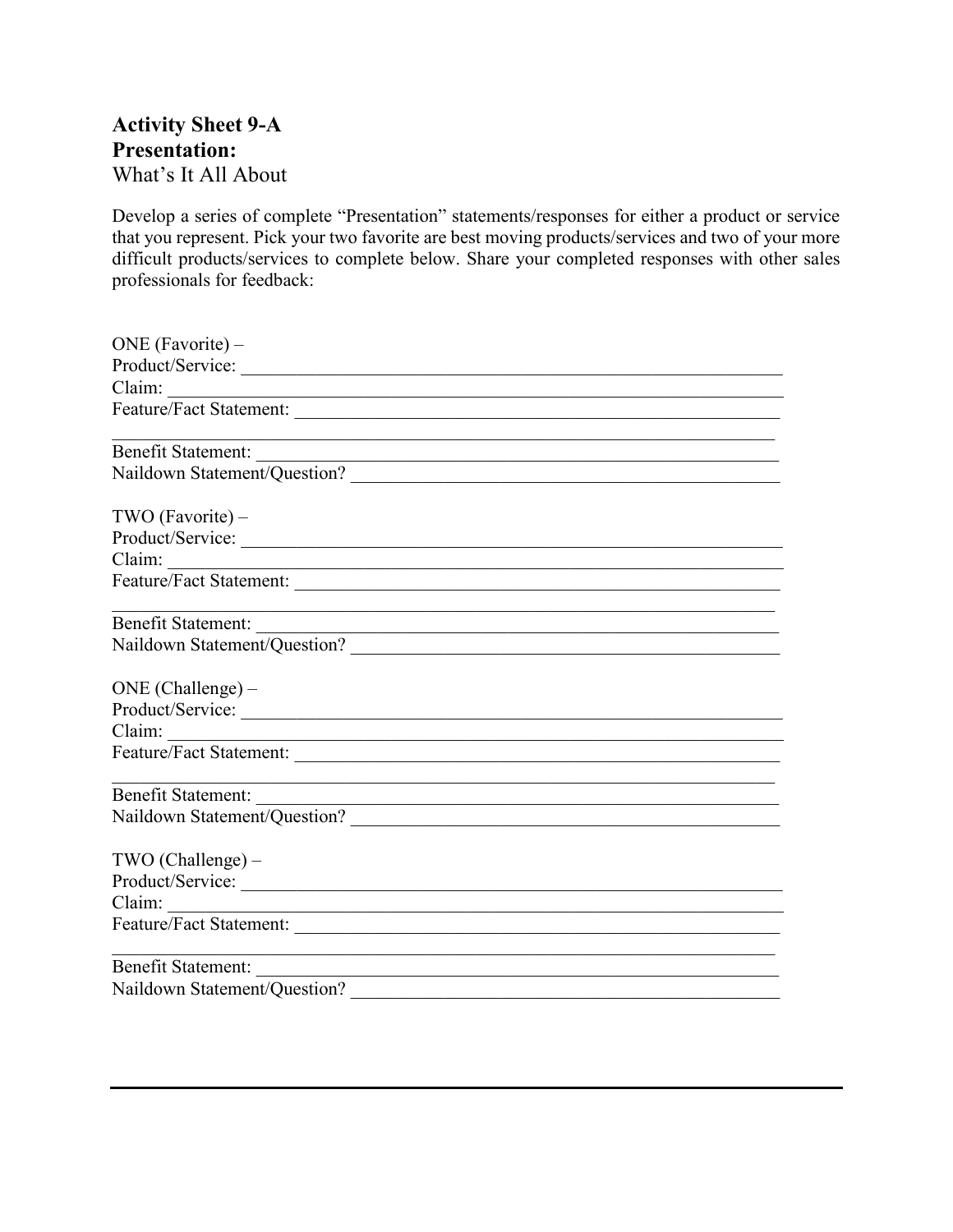**Activity Sheet 9-A**
**Presentation:**
What's It All About

Develop a series of complete "Presentation" statements/responses for either a product or service that you represent. Pick your two favorite are best moving products/services and two of your more difficult products/services to complete below. Share your completed responses with other sales professionals for feedback:

ONE (Favorite) –
Product/Service: ______________________________________________________________
Claim: _______________________________________________________________________
Feature/Fact Statement: ________________________________________________________
______________________________________________________________________________
Benefit Statement: _____________________________________________________________
Naildown Statement/Question? ___________________________________________________

TWO (Favorite) –
Product/Service: ______________________________________________________________
Claim: _______________________________________________________________________
Feature/Fact Statement: ________________________________________________________
______________________________________________________________________________
Benefit Statement: _____________________________________________________________
Naildown Statement/Question? ___________________________________________________

ONE (Challenge) –
Product/Service: ______________________________________________________________
Claim: _______________________________________________________________________
Feature/Fact Statement: ________________________________________________________
______________________________________________________________________________
Benefit Statement: _____________________________________________________________
Naildown Statement/Question? ___________________________________________________

TWO (Challenge) –
Product/Service: ______________________________________________________________
Claim: _______________________________________________________________________
Feature/Fact Statement: ________________________________________________________
______________________________________________________________________________
Benefit Statement: _____________________________________________________________
Naildown Statement/Question? ___________________________________________________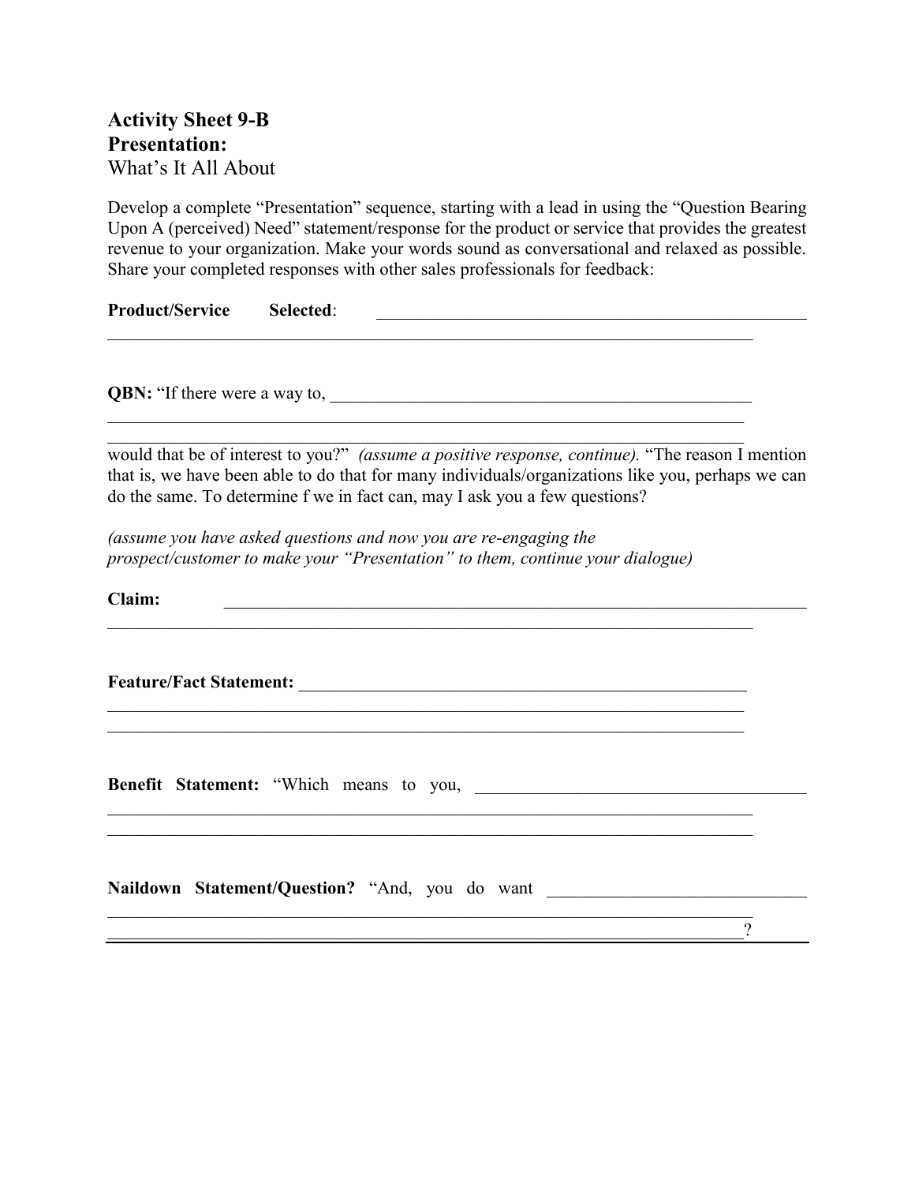**Activity Sheet 9-B**
**Presentation:**
What's It All About

Develop a complete "Presentation" sequence, starting with a lead in using the "Question Bearing Upon A (perceived) Need" statement/response for the product or service that provides the greatest revenue to your organization. Make your words sound as conversational and relaxed as possible. Share your completed responses with other sales professionals for feedback:

**Product/Service Selected**: ____________________________________________________
______________________________________________________________________________

**QBN:** "If there were a way to, _____________________________________________________
______________________________________________________________________________
______________________________________________________________________________
would that be of interest to you?" *(assume a positive response, continue).* "The reason I mention that is, we have been able to do that for many individuals/organizations like you, perhaps we can do the same. To determine f we in fact can, may I ask you a few questions?

*(assume you have asked questions and now you are re-engaging the prospect/customer to make your "Presentation" to them, continue your dialogue)*

**Claim:** _____________________________________________________________________
______________________________________________________________________________

**Feature/Fact Statement:** ____________________________________________________
______________________________________________________________________________
______________________________________________________________________________

**Benefit Statement:** "Which means to you, ________________________________________
______________________________________________________________________________
______________________________________________________________________________

**Naildown Statement/Question?** "And, you do want _______________________________
______________________________________________________________________________
_____________________________________________________________________________?